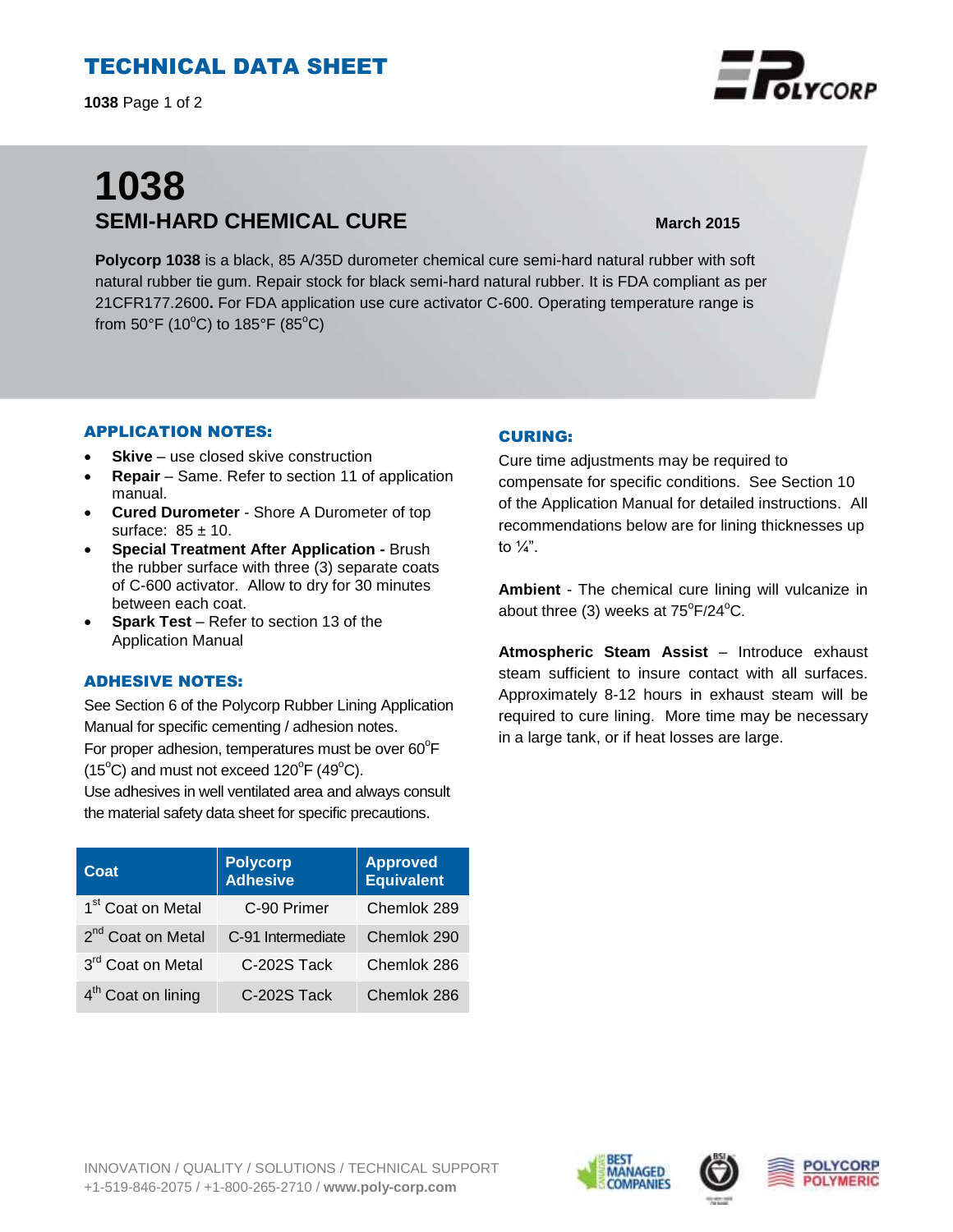# TECHNICAL DATA SHEET

# 1038

## SEMI-HARD CHEMICAL CURE

**March 2015**

**Polycorp 1038** is a black, 85 A/35D durometer chemical cure semi-hard natural rubber with soft natural rubber tie gum. Repair stock for black semi-hard natural rubber. It is FDA compliant as per 21CFR177.2600**.** For FDA application use cure activator C-600. Operating temperature range is from 50°F (10°C) to 185°F (85°C)

### APPLICATION NOTES:

- **Skive** – use closed skive construction
- **Repair** – Same. Refer to section 11 of application manual.
- **Cured Durometer** - Shore A Durometer of top surface: 85 ± 10.
- **Special Treatment After Application -** Brush the rubber surface with three (3) separate coats of C-600 activator. Allow to dry for 30 minutes between each coat.
- **Spark Test** – Refer to section 13 of the Application Manual

### ADHESIVE NOTES:

See Section 6 of the Polycorp Rubber Lining Application Manual for specific cementing / adhesion notes.
For proper adhesion, temperatures must be over 60°F (15°C) and must not exceed 120°F (49°C).
Use adhesives in well ventilated area and always consult the material safety data sheet for specific precautions.

| Coat | Polycorp Adhesive | Approved Equivalent |
|---|---|---|
| 1st Coat on Metal | C-90 Primer | Chemlok 289 |
| 2nd Coat on Metal | C-91 Intermediate | Chemlok 290 |
| 3rd Coat on Metal | C-202S Tack | Chemlok 286 |
| 4th Coat on lining | C-202S Tack | Chemlok 286 |

### CURING:

Cure time adjustments may be required to compensate for specific conditions. See Section 10 of the Application Manual for detailed instructions. All recommendations below are for lining thicknesses up to ¼".

**Ambient** - The chemical cure lining will vulcanize in about three (3) weeks at 75°F/24°C.

**Atmospheric Steam Assist** – Introduce exhaust steam sufficient to insure contact with all surfaces. Approximately 8-12 hours in exhaust steam will be required to cure lining. More time may be necessary in a large tank, or if heat losses are large.

INNOVATION / QUALITY / SOLUTIONS / TECHNICAL SUPPORT
+1-519-846-2075 / +1-800-265-2710 / **www.poly-corp.com**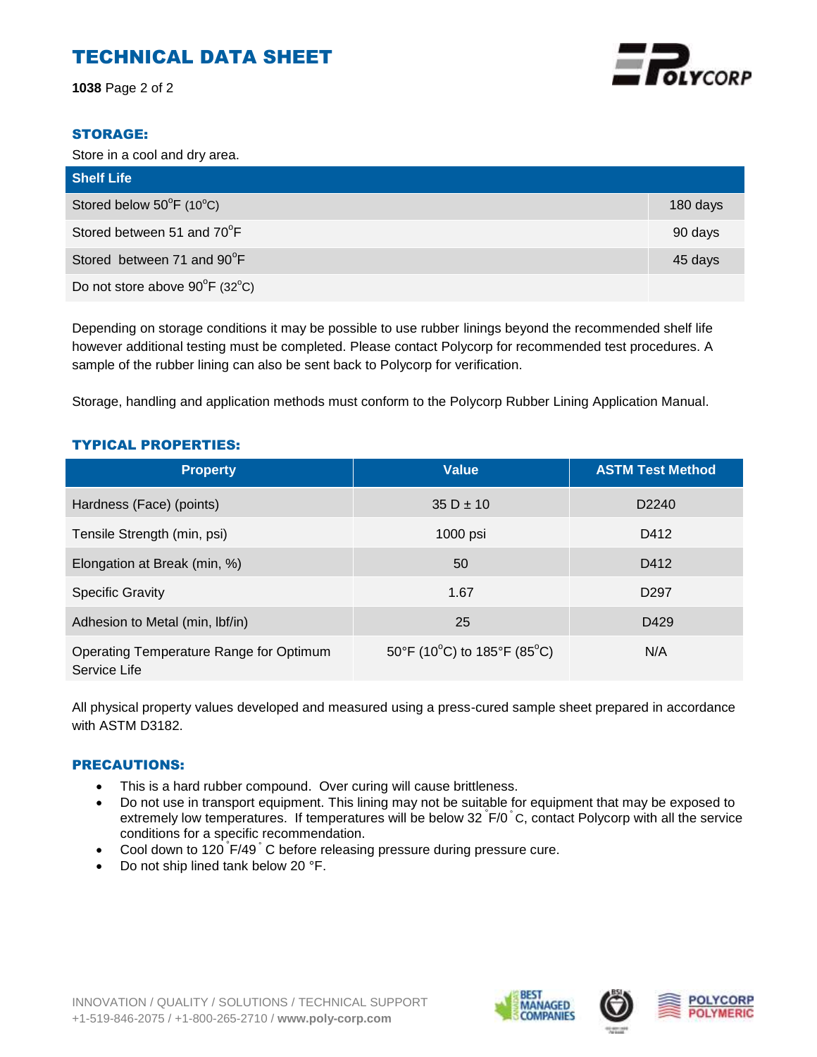## STORAGE:

Store in a cool and dry area.

| Shelf Life | |
|---|---|
| Stored below 50°F (10°C) | 180 days |
| Stored between 51 and 70°F | 90 days |
| Stored between 71 and 90°F | 45 days |
| Do not store above 90°F (32°C) | |

Depending on storage conditions it may be possible to use rubber linings beyond the recommended shelf life however additional testing must be completed. Please contact Polycorp for recommended test procedures. A sample of the rubber lining can also be sent back to Polycorp for verification.

Storage, handling and application methods must conform to the Polycorp Rubber Lining Application Manual.

## TYPICAL PROPERTIES:

| Property | Value | ASTM Test Method |
|---|---|---|
| Hardness (Face) (points) | 35 D ± 10 | D2240 |
| Tensile Strength (min, psi) | 1000 psi | D412 |
| Elongation at Break (min, %) | 50 | D412 |
| Specific Gravity | 1.67 | D297 |
| Adhesion to Metal (min, lbf/in) | 25 | D429 |
| Operating Temperature Range for Optimum Service Life | 50°F (10°C) to 185°F (85°C) | N/A |

All physical property values developed and measured using a press-cured sample sheet prepared in accordance with ASTM D3182.

## PRECAUTIONS:

- This is a hard rubber compound. Over curing will cause brittleness.
- Do not use in transport equipment. This lining may not be suitable for equipment that may be exposed to extremely low temperatures. If temperatures will be below 32 °F/0 °C, contact Polycorp with all the service conditions for a specific recommendation.
- Cool down to 120 °F/49 °C before releasing pressure during pressure cure.
- Do not ship lined tank below 20 °F.

INNOVATION / QUALITY / SOLUTIONS / TECHNICAL SUPPORT
+1-519-846-2075 / +1-800-265-2710 / **www.poly-corp.com**